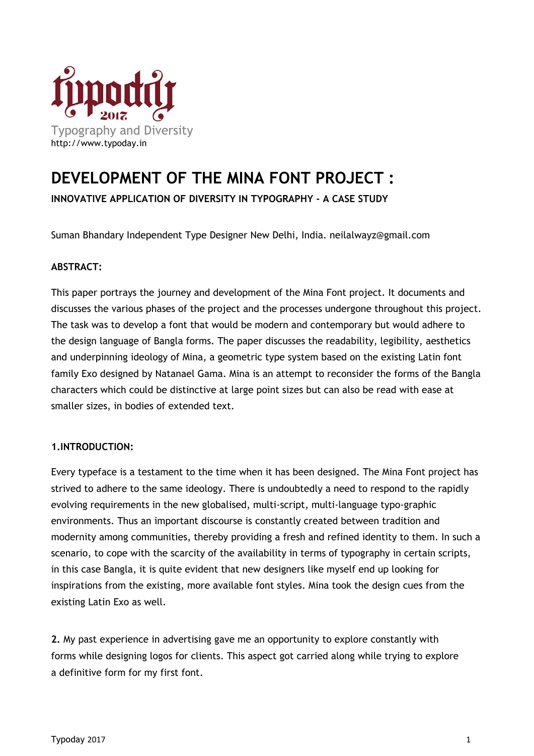typoday 2017

Typography and Diversity

http://www.typoday.in

# DEVELOPMENT OF THE MINA FONT PROJECT :

**INNOVATIVE APPLICATION OF DIVERSITY IN TYPOGRAPHY - A CASE STUDY**

Suman Bhandary Independent Type Designer New Delhi, India. neilalwayz@gmail.com

**ABSTRACT:**

This paper portrays the journey and development of the Mina Font project. It documents and discusses the various phases of the project and the processes undergone throughout this project. The task was to develop a font that would be modern and contemporary but would adhere to the design language of Bangla forms. The paper discusses the readability, legibility, aesthetics and underpinning ideology of Mina, a geometric type system based on the existing Latin font family Exo designed by Natanael Gama. Mina is an attempt to reconsider the forms of the Bangla characters which could be distinctive at large point sizes but can also be read with ease at smaller sizes, in bodies of extended text.

**1.INTRODUCTION:**

Every typeface is a testament to the time when it has been designed. The Mina Font project has strived to adhere to the same ideology. There is undoubtedly a need to respond to the rapidly evolving requirements in the new globalised, multi-script, multi-language typo-graphic environments. Thus an important discourse is constantly created between tradition and modernity among communities, thereby providing a fresh and refined identity to them. In such a scenario, to cope with the scarcity of the availability in terms of typography in certain scripts, in this case Bangla, it is quite evident that new designers like myself end up looking for inspirations from the existing, more available font styles. Mina took the design cues from the existing Latin Exo as well.

**2.** My past experience in advertising gave me an opportunity to explore constantly with forms while designing logos for clients. This aspect got carried along while trying to explore a definitive form for my first font.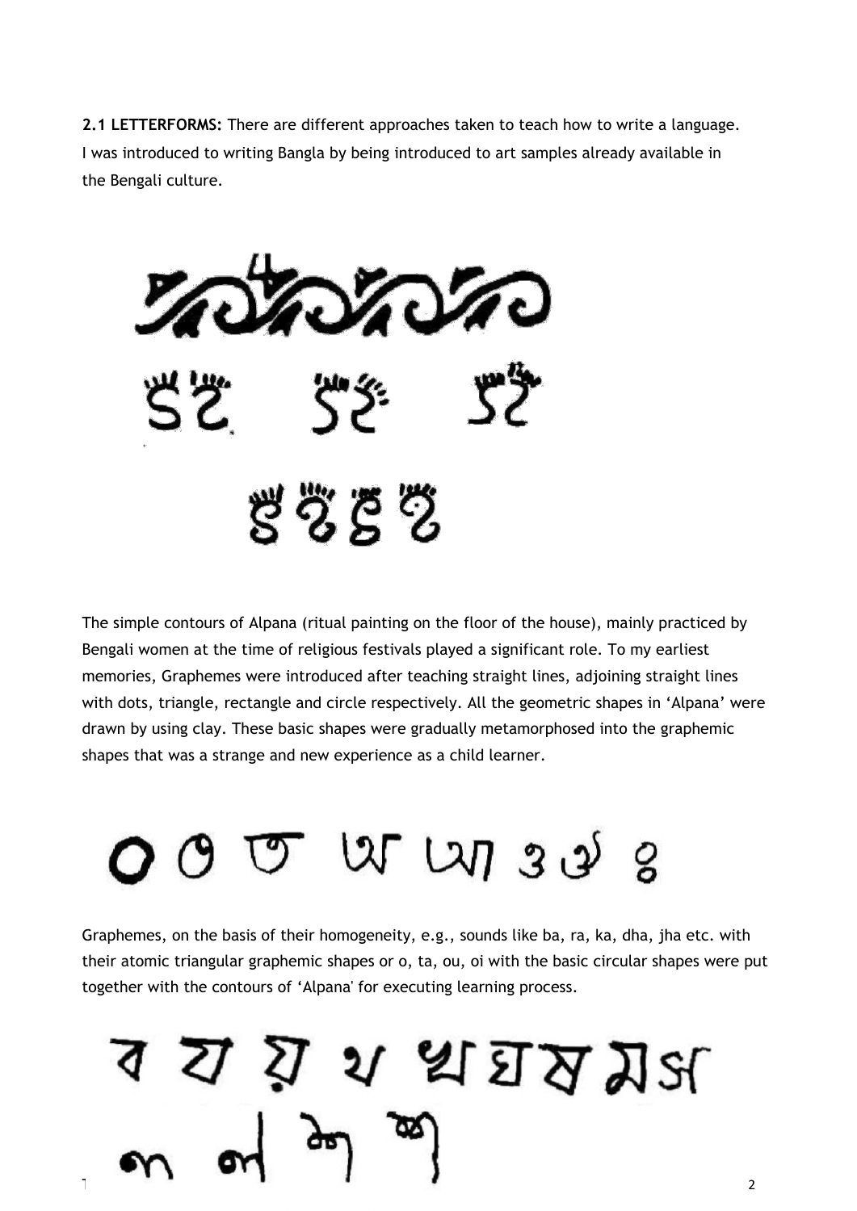**2.1 LETTERFORMS:** There are different approaches taken to teach how to write a language. I was introduced to writing Bangla by being introduced to art samples already available in the Bengali culture.

The simple contours of Alpana (ritual painting on the floor of the house), mainly practiced by Bengali women at the time of religious festivals played a significant role. To my earliest memories, Graphemes were introduced after teaching straight lines, adjoining straight lines with dots, triangle, rectangle and circle respectively. All the geometric shapes in 'Alpana' were drawn by using clay. These basic shapes were gradually metamorphosed into the graphemic shapes that was a strange and new experience as a child learner.

Graphemes, on the basis of their homogeneity, e.g., sounds like ba, ra, ka, dha, jha etc. with their atomic triangular graphemic shapes or o, ta, ou, oi with the basic circular shapes were put together with the contours of 'Alpana' for executing learning process.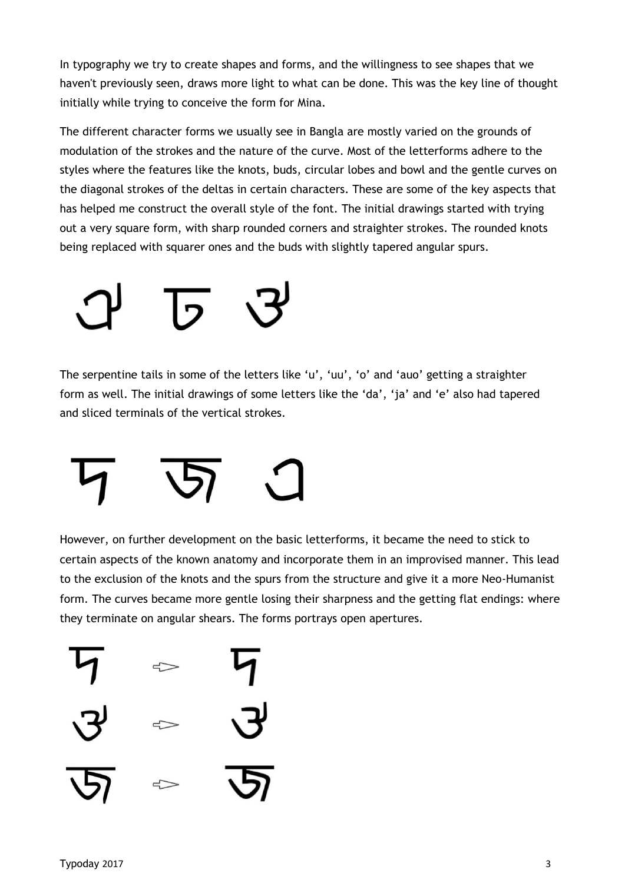In typography we try to create shapes and forms, and the willingness to see shapes that we haven't previously seen, draws more light to what can be done. This was the key line of thought initially while trying to conceive the form for Mina.

The different character forms we usually see in Bangla are mostly varied on the grounds of modulation of the strokes and the nature of the curve. Most of the letterforms adhere to the styles where the features like the knots, buds, circular lobes and bowl and the gentle curves on the diagonal strokes of the deltas in certain characters. These are some of the key aspects that has helped me construct the overall style of the font. The initial drawings started with trying out a very square form, with sharp rounded corners and straighter strokes. The rounded knots being replaced with squarer ones and the buds with slightly tapered angular spurs.

The serpentine tails in some of the letters like 'u', 'uu', 'o' and 'auo' getting a straighter form as well. The initial drawings of some letters like the 'da', 'ja' and 'e' also had tapered and sliced terminals of the vertical strokes.

However, on further development on the basic letterforms, it became the need to stick to certain aspects of the known anatomy and incorporate them in an improvised manner. This lead to the exclusion of the knots and the spurs from the structure and give it a more Neo-Humanist form. The curves became more gentle losing their sharpness and the getting flat endings: where they terminate on angular shears. The forms portrays open apertures.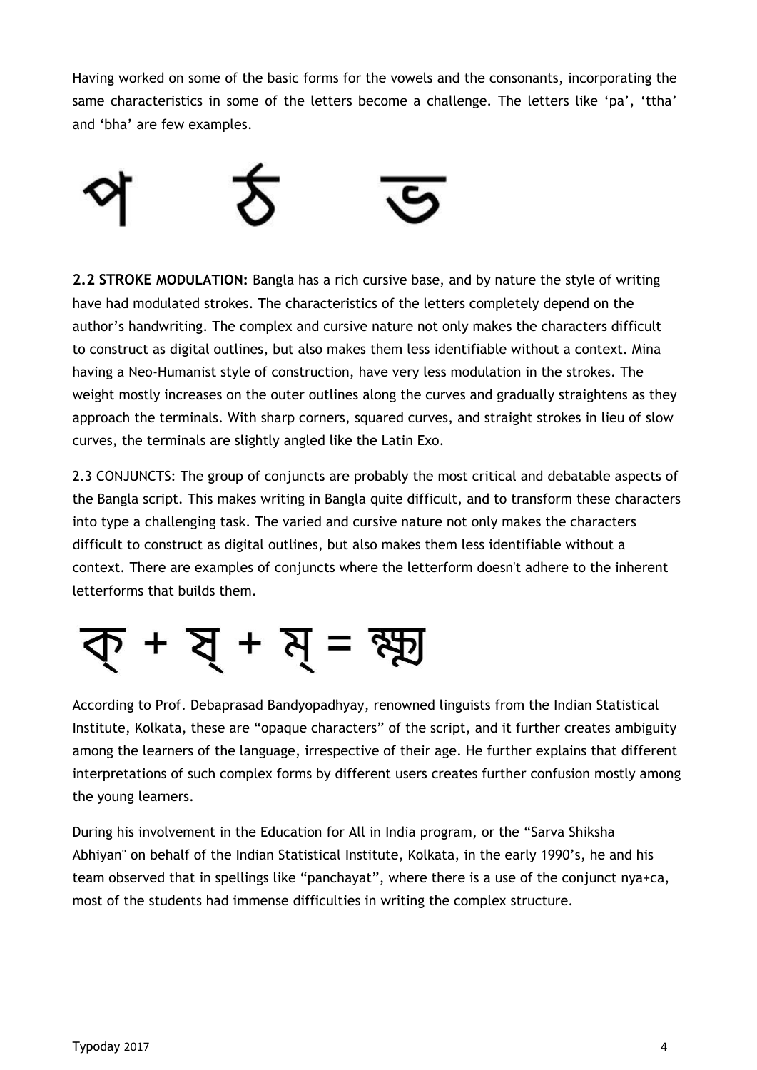Having worked on some of the basic forms for the vowels and the consonants, incorporating the same characteristics in some of the letters become a challenge. The letters like 'pa', 'ttha' and 'bha' are few examples.

প ঠ ভ

**2.2 STROKE MODULATION:** Bangla has a rich cursive base, and by nature the style of writing have had modulated strokes. The characteristics of the letters completely depend on the author's handwriting. The complex and cursive nature not only makes the characters difficult to construct as digital outlines, but also makes them less identifiable without a context. Mina having a Neo-Humanist style of construction, have very less modulation in the strokes. The weight mostly increases on the outer outlines along the curves and gradually straightens as they approach the terminals. With sharp corners, squared curves, and straight strokes in lieu of slow curves, the terminals are slightly angled like the Latin Exo.

2.3 CONJUNCTS: The group of conjuncts are probably the most critical and debatable aspects of the Bangla script. This makes writing in Bangla quite difficult, and to transform these characters into type a challenging task. The varied and cursive nature not only makes the characters difficult to construct as digital outlines, but also makes them less identifiable without a context. There are examples of conjuncts where the letterform doesn't adhere to the inherent letterforms that builds them.

ক্ + ষ্ + ম্ = ক্ষ্ম

According to Prof. Debaprasad Bandyopadhyay, renowned linguists from the Indian Statistical Institute, Kolkata, these are "opaque characters" of the script, and it further creates ambiguity among the learners of the language, irrespective of their age. He further explains that different interpretations of such complex forms by different users creates further confusion mostly among the young learners.

During his involvement in the Education for All in India program, or the "Sarva Shiksha Abhiyan" on behalf of the Indian Statistical Institute, Kolkata, in the early 1990's, he and his team observed that in spellings like "panchayat", where there is a use of the conjunct nya+ca, most of the students had immense difficulties in writing the complex structure.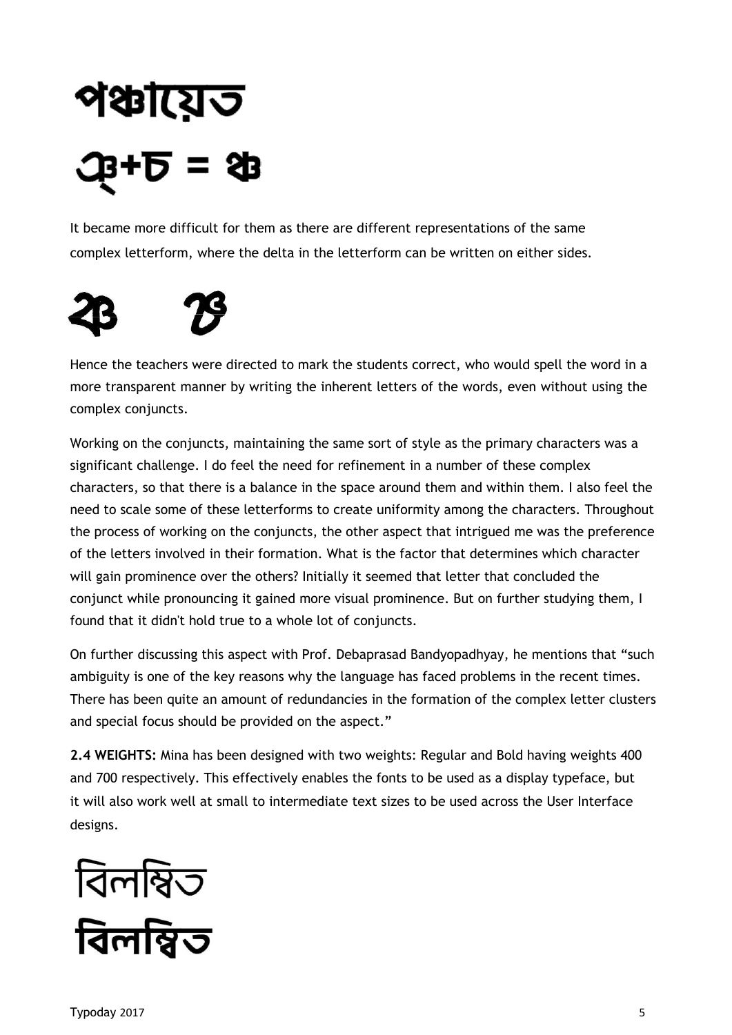পঞ্চায়েত

ঞ্+চ = ঞ্চ

It became more difficult for them as there are different representations of the same complex letterform, where the delta in the letterform can be written on either sides.

ঞ্চ ঞ্চ

Hence the teachers were directed to mark the students correct, who would spell the word in a more transparent manner by writing the inherent letters of the words, even without using the complex conjuncts.

Working on the conjuncts, maintaining the same sort of style as the primary characters was a significant challenge. I do feel the need for refinement in a number of these complex characters, so that there is a balance in the space around them and within them. I also feel the need to scale some of these letterforms to create uniformity among the characters. Throughout the process of working on the conjuncts, the other aspect that intrigued me was the preference of the letters involved in their formation. What is the factor that determines which character will gain prominence over the others? Initially it seemed that letter that concluded the conjunct while pronouncing it gained more visual prominence. But on further studying them, I found that it didn't hold true to a whole lot of conjuncts.

On further discussing this aspect with Prof. Debaprasad Bandyopadhyay, he mentions that "such ambiguity is one of the key reasons why the language has faced problems in the recent times. There has been quite an amount of redundancies in the formation of the complex letter clusters and special focus should be provided on the aspect."

**2.4 WEIGHTS:** Mina has been designed with two weights: Regular and Bold having weights 400 and 700 respectively. This effectively enables the fonts to be used as a display typeface, but it will also work well at small to intermediate text sizes to be used across the User Interface designs.

বিলম্বিত

**বিলম্বিত**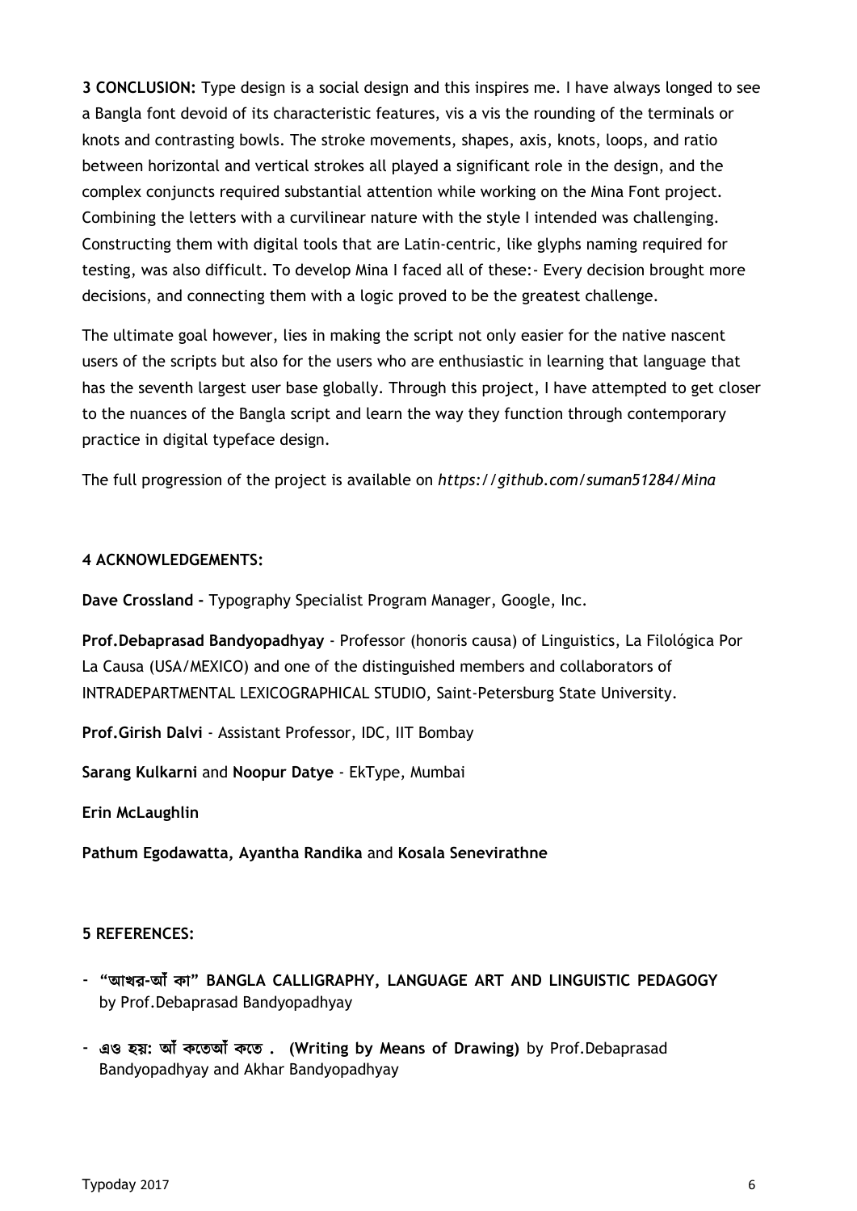**3 CONCLUSION:** Type design is a social design and this inspires me. I have always longed to see a Bangla font devoid of its characteristic features, vis a vis the rounding of the terminals or knots and contrasting bowls. The stroke movements, shapes, axis, knots, loops, and ratio between horizontal and vertical strokes all played a significant role in the design, and the complex conjuncts required substantial attention while working on the Mina Font project. Combining the letters with a curvilinear nature with the style I intended was challenging. Constructing them with digital tools that are Latin-centric, like glyphs naming required for testing, was also difficult. To develop Mina I faced all of these:- Every decision brought more decisions, and connecting them with a logic proved to be the greatest challenge.

The ultimate goal however, lies in making the script not only easier for the native nascent users of the scripts but also for the users who are enthusiastic in learning that language that has the seventh largest user base globally. Through this project, I have attempted to get closer to the nuances of the Bangla script and learn the way they function through contemporary practice in digital typeface design.

The full progression of the project is available on *https://github.com/suman51284/Mina*

**4 ACKNOWLEDGEMENTS:**

**Dave Crossland -** Typography Specialist Program Manager, Google, Inc.

**Prof.Debaprasad Bandyopadhyay** - Professor (honoris causa) of Linguistics, La Filológica Por La Causa (USA/MEXICO) and one of the distinguished members and collaborators of INTRADEPARTMENTAL LEXICOGRAPHICAL STUDIO, Saint-Petersburg State University.

**Prof.Girish Dalvi** - Assistant Professor, IDC, IIT Bombay

**Sarang Kulkarni** and **Noopur Datye** - EkType, Mumbai

**Erin McLaughlin**

**Pathum Egodawatta, Ayantha Randika** and **Kosala Senevirathne**

**5 REFERENCES:**

- **"আখর-আঁ কা" BANGLA CALLIGRAPHY, LANGUAGE ART AND LINGUISTIC PEDAGOGY** by Prof.Debaprasad Bandyopadhyay
- **এও হয়: আঁ কতেআঁ কতে . (Writing by Means of Drawing)** by Prof.Debaprasad Bandyopadhyay and Akhar Bandyopadhyay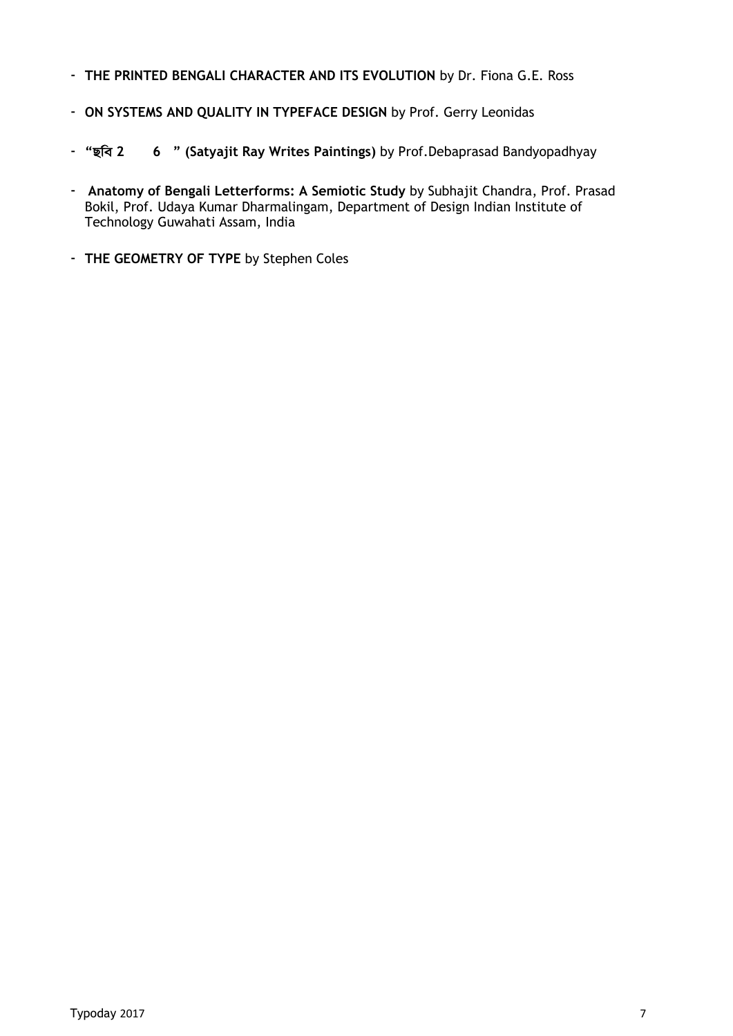- **THE PRINTED BENGALI CHARACTER AND ITS EVOLUTION** by Dr. Fiona G.E. Ross

- **ON SYSTEMS AND QUALITY IN TYPEFACE DESIGN** by Prof. Gerry Leonidas

- **"ছবি 2 6 " (Satyajit Ray Writes Paintings)** by Prof.Debaprasad Bandyopadhyay

- **Anatomy of Bengali Letterforms: A Semiotic Study** by Subhajit Chandra, Prof. Prasad Bokil, Prof. Udaya Kumar Dharmalingam, Department of Design Indian Institute of Technology Guwahati Assam, India

- **THE GEOMETRY OF TYPE** by Stephen Coles